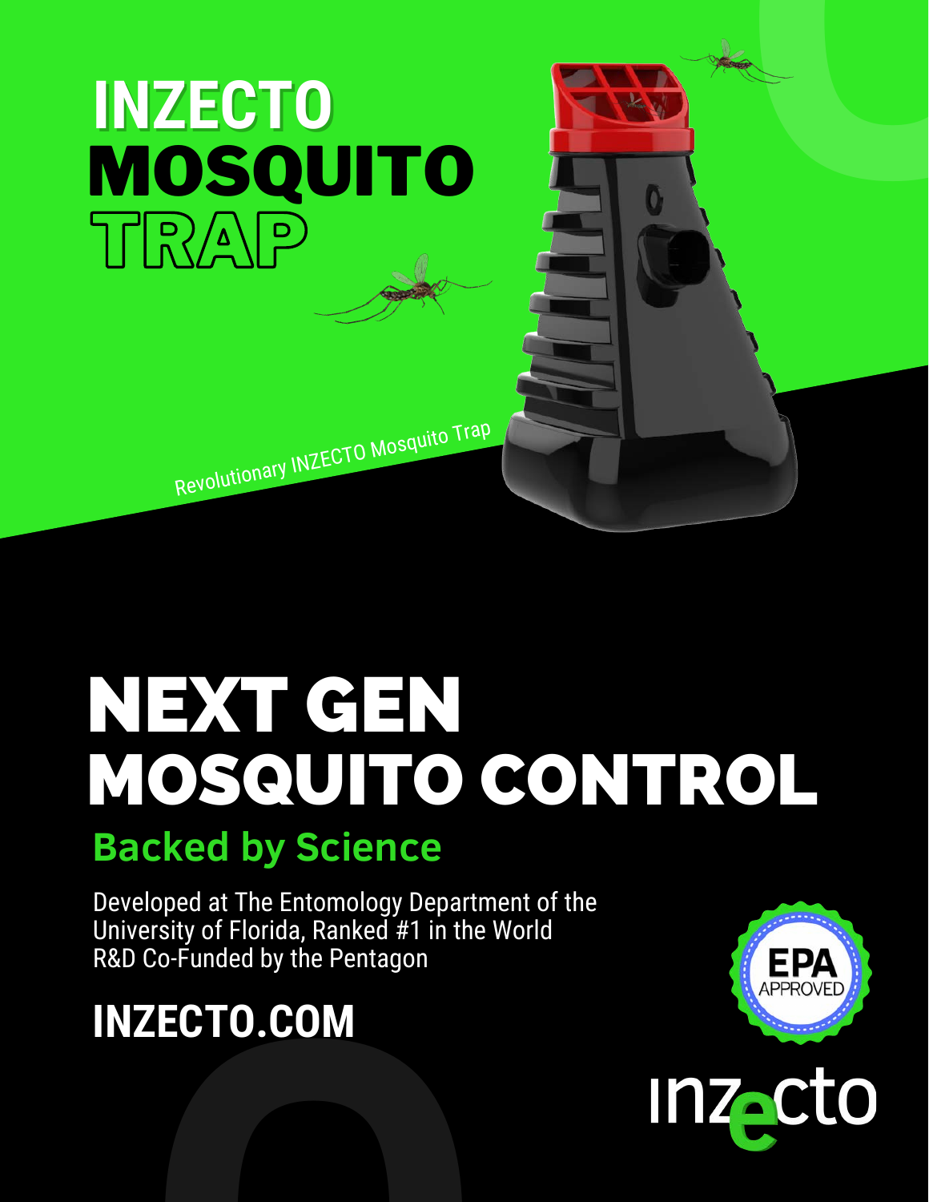# INZECTO MOSQUITO TRAP

Revolutionary INZECTO Mosquito Trap

# NEXT GEN MOSQUITO CONTROL

## Backed by Science

Developed at The Entomology Department of the University of Florida, Ranked #1 in the World
R&D Co-Funded by the Pentagon

## INZECTO.COM

EPA APPROVED

inzecto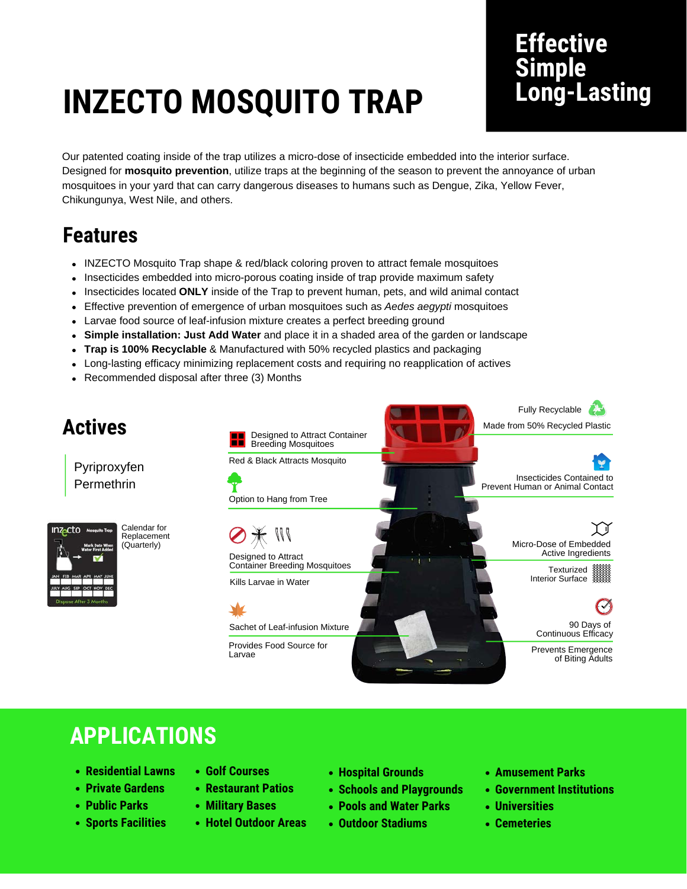# INZECTO MOSQUITO TRAP

**Effective**
**Simple**
**Long-Lasting**

Our patented coating inside of the trap utilizes a micro-dose of insecticide embedded into the interior surface. Designed for **mosquito prevention**, utilize traps at the beginning of the season to prevent the annoyance of urban mosquitoes in your yard that can carry dangerous diseases to humans such as Dengue, Zika, Yellow Fever, Chikungunya, West Nile, and others.

## Features

- INZECTO Mosquito Trap shape & red/black coloring proven to attract female mosquitoes
- Insecticides embedded into micro-porous coating inside of trap provide maximum safety
- Insecticides located **ONLY** inside of the Trap to prevent human, pets, and wild animal contact
- Effective prevention of emergence of urban mosquitoes such as *Aedes aegypti* mosquitoes
- Larvae food source of leaf-infusion mixture creates a perfect breeding ground
- **Simple installation: Just Add Water** and place it in a shaded area of the garden or landscape
- **Trap is 100% Recyclable** & Manufactured with 50% recycled plastics and packaging
- Long-lasting efficacy minimizing replacement costs and requiring no reapplication of actives
- Recommended disposal after three (3) Months

## Actives

Pyriproxyfen
Permethrin

Calendar for Replacement (Quarterly)

Designed to Attract Container Breeding Mosquitoes

Red & Black Attracts Mosquito

Option to Hang from Tree

Designed to Attract Container Breeding Mosquitoes

Kills Larvae in Water

Sachet of Leaf-infusion Mixture

Provides Food Source for Larvae

Fully Recyclable

Made from 50% Recycled Plastic

Insecticides Contained to Prevent Human or Animal Contact

Micro-Dose of Embedded Active Ingredients

Texturized Interior Surface

90 Days of Continuous Efficacy

Prevents Emergence of Biting Adults

## APPLICATIONS

- Residential Lawns
- Private Gardens
- Public Parks
- Sports Facilities
- Golf Courses
- Restaurant Patios
- Military Bases
- Hotel Outdoor Areas
- Hospital Grounds
- Schools and Playgrounds
- Pools and Water Parks
- Outdoor Stadiums
- Amusement Parks
- Government Institutions
- Universities
- Cemeteries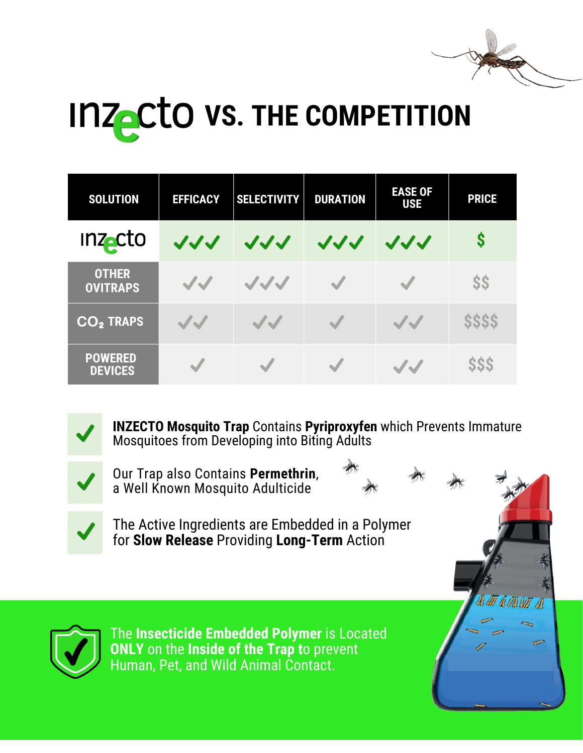# INZECTO VS. THE COMPETITION

| SOLUTION | EFFICACY | SELECTIVITY | DURATION | EASE OF USE | PRICE |
| --- | --- | --- | --- | --- | --- |
| INZECTO | ✓✓✓ | ✓✓✓ | ✓✓✓ | ✓✓✓ | $ |
| OTHER OVITRAPS | ✓✓ | ✓✓✓ | ✓ | ✓ | $$ |
| $CO_2$ TRAPS | ✓✓ | ✓✓ | ✓ | ✓✓ | $$$$ |
| POWERED DEVICES | ✓ | ✓ | ✓ | ✓✓ | $$$ |

- **INZECTO Mosquito Trap** Contains **Pyriproxyfen** which Prevents Immature Mosquitoes from Developing into Biting Adults
- Our Trap also Contains **Permethrin**, a Well Known Mosquito Adulticide
- The Active Ingredients are Embedded in a Polymer for **Slow Release** Providing **Long-Term** Action

The **Insecticide Embedded Polymer** is Located **ONLY** on the **Inside of the Trap** to prevent Human, Pet, and Wild Animal Contact.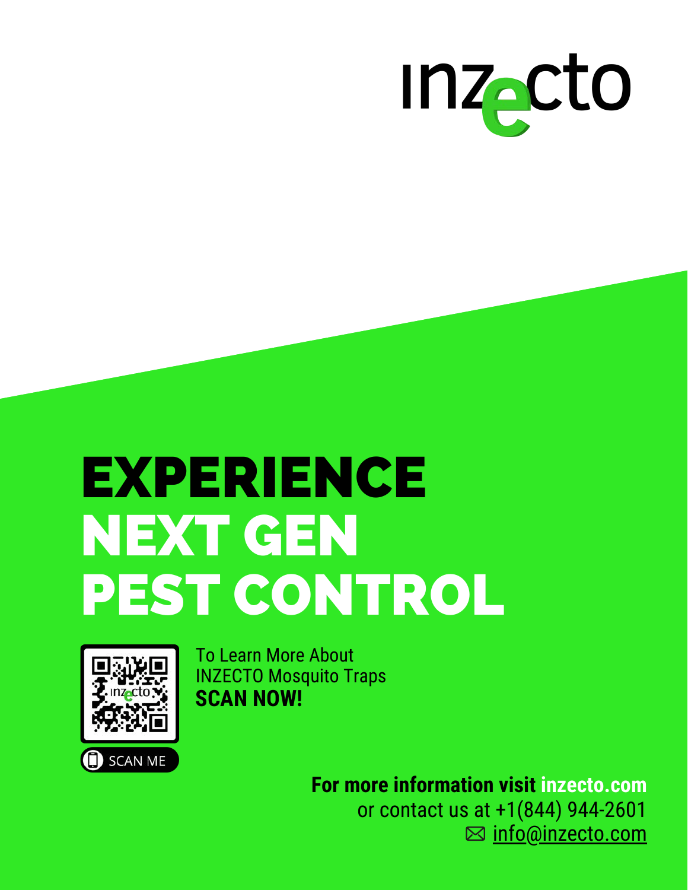inzecto

# EXPERIENCE NEXT GEN PEST CONTROL

SCAN ME

To Learn More About INZECTO Mosquito Traps **SCAN NOW!**

**For more information visit inzecto.com**
or contact us at +1(844) 944-2601
info@inzecto.com